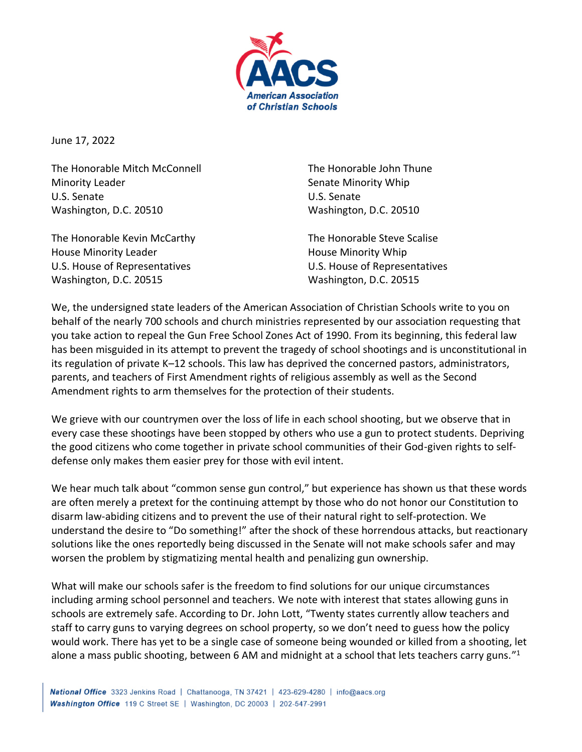June 17, 2022

The Honorable Mitch McConnell
Minority Leader
U.S. Senate
Washington, D.C. 20510

The Honorable John Thune
Senate Minority Whip
U.S. Senate
Washington, D.C. 20510

The Honorable Kevin McCarthy
House Minority Leader
U.S. House of Representatives
Washington, D.C. 20515

The Honorable Steve Scalise
House Minority Whip
U.S. House of Representatives
Washington, D.C. 20515

We, the undersigned state leaders of the American Association of Christian Schools write to you on behalf of the nearly 700 schools and church ministries represented by our association requesting that you take action to repeal the Gun Free School Zones Act of 1990. From its beginning, this federal law has been misguided in its attempt to prevent the tragedy of school shootings and is unconstitutional in its regulation of private K–12 schools. This law has deprived the concerned pastors, administrators, parents, and teachers of First Amendment rights of religious assembly as well as the Second Amendment rights to arm themselves for the protection of their students.

We grieve with our countrymen over the loss of life in each school shooting, but we observe that in every case these shootings have been stopped by others who use a gun to protect students. Depriving the good citizens who come together in private school communities of their God-given rights to self-defense only makes them easier prey for those with evil intent.

We hear much talk about "common sense gun control," but experience has shown us that these words are often merely a pretext for the continuing attempt by those who do not honor our Constitution to disarm law-abiding citizens and to prevent the use of their natural right to self-protection. We understand the desire to "Do something!" after the shock of these horrendous attacks, but reactionary solutions like the ones reportedly being discussed in the Senate will not make schools safer and may worsen the problem by stigmatizing mental health and penalizing gun ownership.

What will make our schools safer is the freedom to find solutions for our unique circumstances including arming school personnel and teachers. We note with interest that states allowing guns in schools are extremely safe. According to Dr. John Lott, "Twenty states currently allow teachers and staff to carry guns to varying degrees on school property, so we don't need to guess how the policy would work. There has yet to be a single case of someone being wounded or killed from a shooting, let alone a mass public shooting, between 6 AM and midnight at a school that lets teachers carry guns."[1]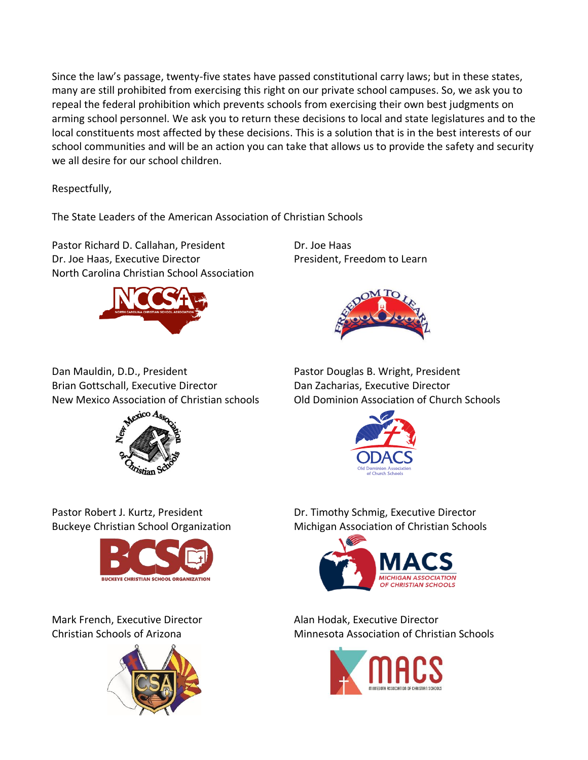Since the law's passage, twenty-five states have passed constitutional carry laws; but in these states, many are still prohibited from exercising this right on our private school campuses. So, we ask you to repeal the federal prohibition which prevents schools from exercising their own best judgments on arming school personnel. We ask you to return these decisions to local and state legislatures and to the local constituents most affected by these decisions. This is a solution that is in the best interests of our school communities and will be an action you can take that allows us to provide the safety and security we all desire for our school children.

Respectfully,

The State Leaders of the American Association of Christian Schools

Pastor Richard D. Callahan, President
Dr. Joe Haas, Executive Director
North Carolina Christian School Association

Dr. Joe Haas
President, Freedom to Learn

Dan Mauldin, D.D., President
Brian Gottschall, Executive Director
New Mexico Association of Christian schools

Pastor Douglas B. Wright, President
Dan Zacharias, Executive Director
Old Dominion Association of Church Schools

Pastor Robert J. Kurtz, President
Buckeye Christian School Organization

Dr. Timothy Schmig, Executive Director
Michigan Association of Christian Schools

Mark French, Executive Director
Christian Schools of Arizona

Alan Hodak, Executive Director
Minnesota Association of Christian Schools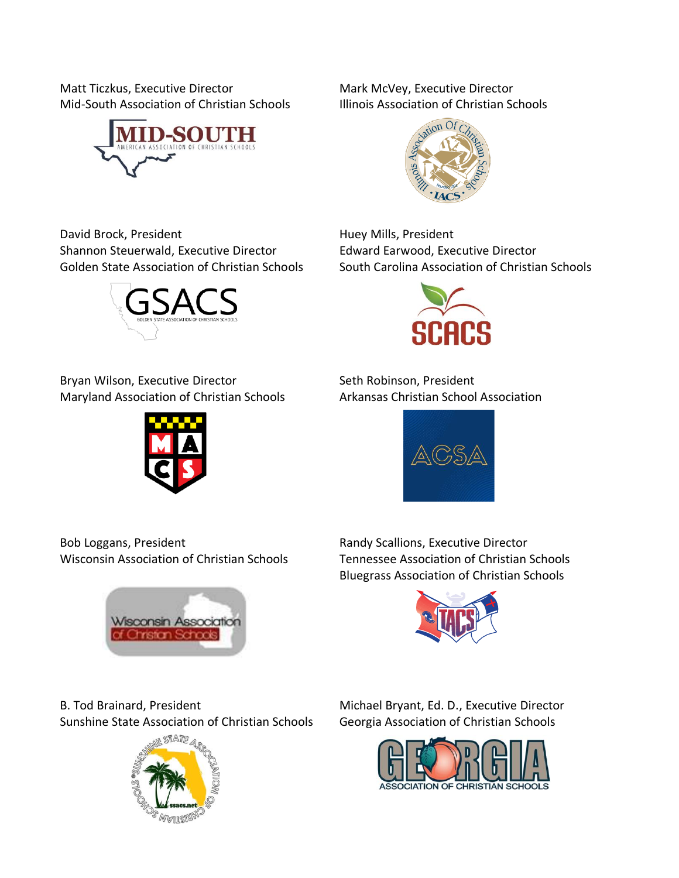Matt Ticzkus, Executive Director
Mid-South Association of Christian Schools

Mark McVey, Executive Director
Illinois Association of Christian Schools

David Brock, President
Shannon Steuerwald, Executive Director
Golden State Association of Christian Schools

Huey Mills, President
Edward Earwood, Executive Director
South Carolina Association of Christian Schools

Bryan Wilson, Executive Director
Maryland Association of Christian Schools

Seth Robinson, President
Arkansas Christian School Association

Bob Loggans, President
Wisconsin Association of Christian Schools

Randy Scallions, Executive Director
Tennessee Association of Christian Schools
Bluegrass Association of Christian Schools

B. Tod Brainard, President
Sunshine State Association of Christian Schools

Michael Bryant, Ed. D., Executive Director
Georgia Association of Christian Schools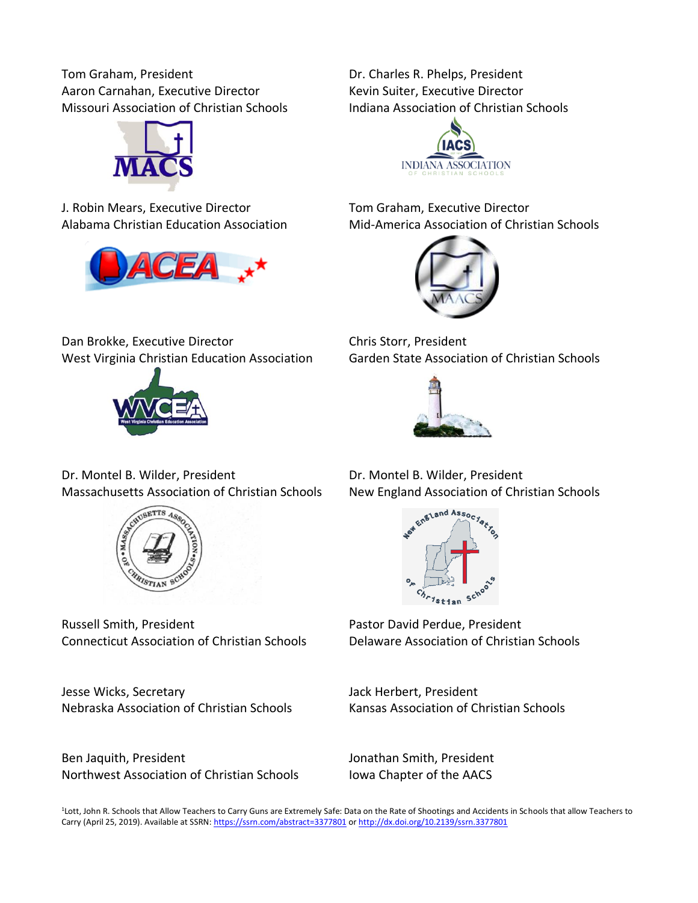Tom Graham, President
Aaron Carnahan, Executive Director
Missouri Association of Christian Schools

Dr. Charles R. Phelps, President
Kevin Suiter, Executive Director
Indiana Association of Christian Schools

J. Robin Mears, Executive Director
Alabama Christian Education Association

Tom Graham, Executive Director
Mid-America Association of Christian Schools

Dan Brokke, Executive Director
West Virginia Christian Education Association

Chris Storr, President
Garden State Association of Christian Schools

Dr. Montel B. Wilder, President
Massachusetts Association of Christian Schools

Dr. Montel B. Wilder, President
New England Association of Christian Schools

Russell Smith, President
Connecticut Association of Christian Schools

Pastor David Perdue, President
Delaware Association of Christian Schools

Jesse Wicks, Secretary
Nebraska Association of Christian Schools

Jack Herbert, President
Kansas Association of Christian Schools

Ben Jaquith, President
Northwest Association of Christian Schools

Jonathan Smith, President
Iowa Chapter of the AACS

[1]Lott, John R. Schools that Allow Teachers to Carry Guns are Extremely Safe: Data on the Rate of Shootings and Accidents in Schools that allow Teachers to Carry (April 25, 2019). Available at SSRN: https://ssrn.com/abstract=3377801 or http://dx.doi.org/10.2139/ssrn.3377801